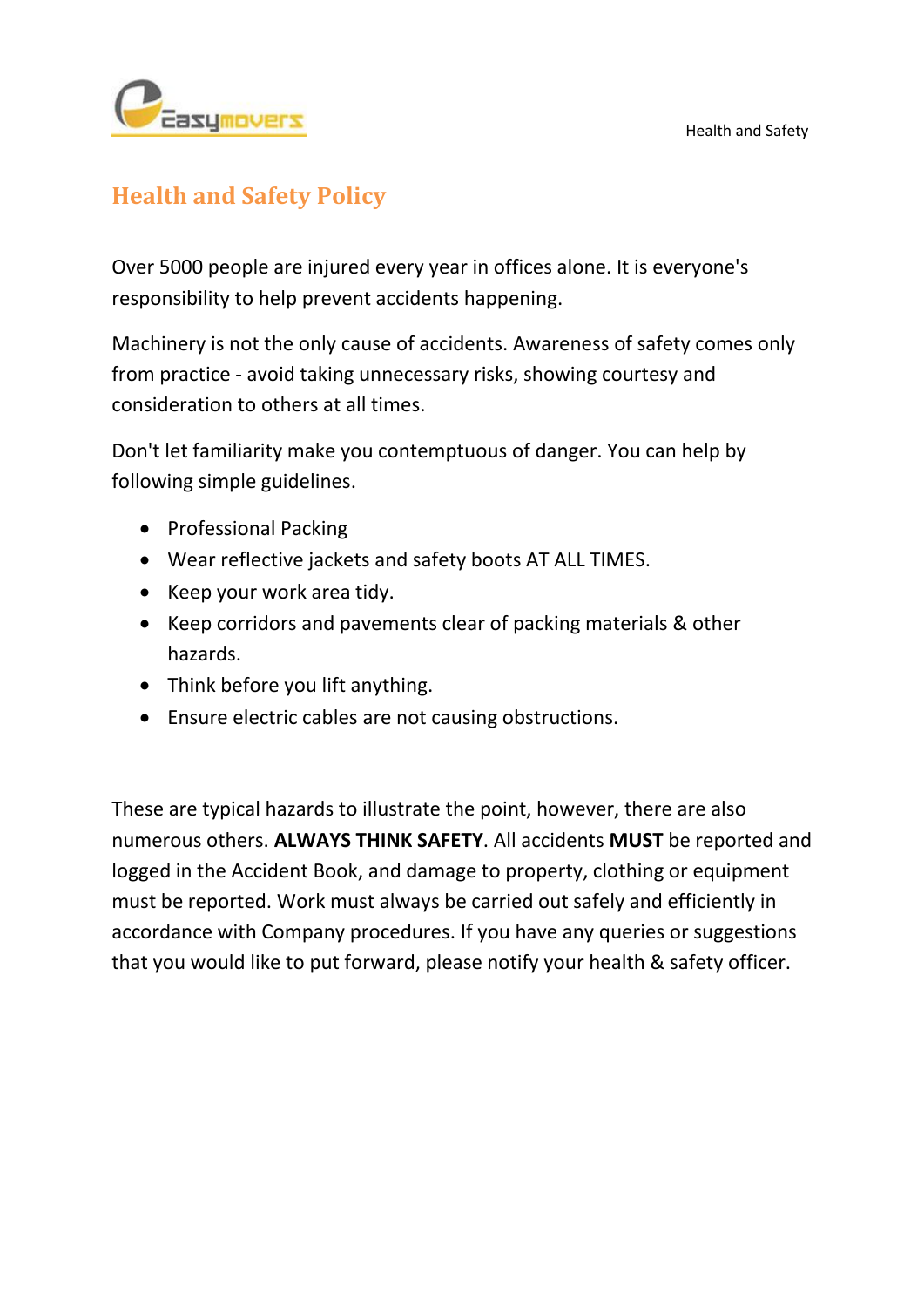# Health and Safety Policy

Over 5000 people are injured every year in offices alone. It is everyone's responsibility to help prevent accidents happening.

Machinery is not the only cause of accidents. Awareness of safety comes only from practice - avoid taking unnecessary risks, showing courtesy and consideration to others at all times.

Don't let familiarity make you contemptuous of danger. You can help by following simple guidelines.

- Professional Packing
- Wear reflective jackets and safety boots AT ALL TIMES.
- Keep your work area tidy.
- Keep corridors and pavements clear of packing materials & other hazards.
- Think before you lift anything.
- Ensure electric cables are not causing obstructions.

These are typical hazards to illustrate the point, however, there are also numerous others. **ALWAYS THINK SAFETY**. All accidents **MUST** be reported and logged in the Accident Book, and damage to property, clothing or equipment must be reported. Work must always be carried out safely and efficiently in accordance with Company procedures. If you have any queries or suggestions that you would like to put forward, please notify your health & safety officer.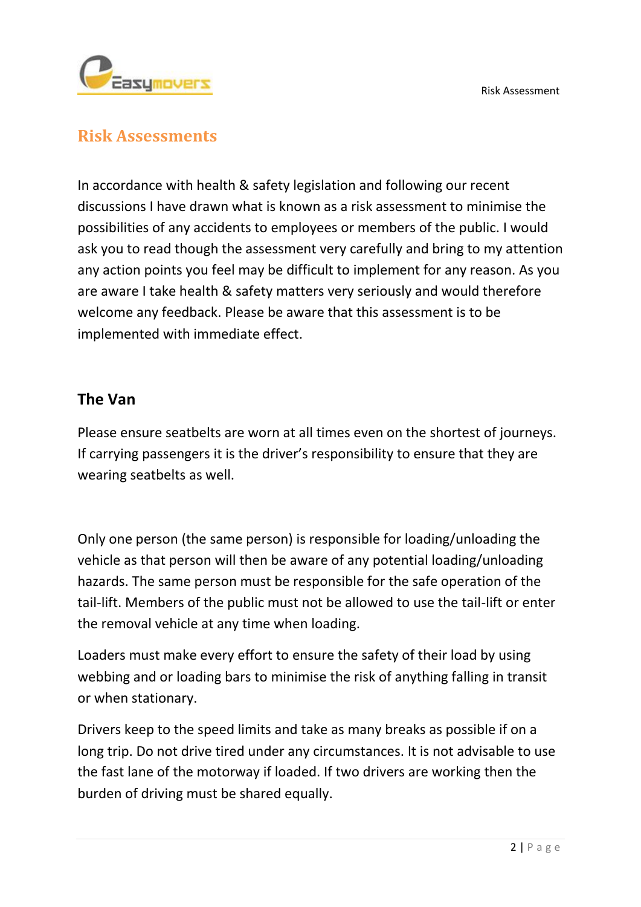## Risk Assessments

In accordance with health & safety legislation and following our recent discussions I have drawn what is known as a risk assessment to minimise the possibilities of any accidents to employees or members of the public. I would ask you to read though the assessment very carefully and bring to my attention any action points you feel may be difficult to implement for any reason. As you are aware I take health & safety matters very seriously and would therefore welcome any feedback. Please be aware that this assessment is to be implemented with immediate effect.

### The Van

Please ensure seatbelts are worn at all times even on the shortest of journeys. If carrying passengers it is the driver's responsibility to ensure that they are wearing seatbelts as well.

Only one person (the same person) is responsible for loading/unloading the vehicle as that person will then be aware of any potential loading/unloading hazards. The same person must be responsible for the safe operation of the tail-lift. Members of the public must not be allowed to use the tail-lift or enter the removal vehicle at any time when loading.

Loaders must make every effort to ensure the safety of their load by using webbing and or loading bars to minimise the risk of anything falling in transit or when stationary.

Drivers keep to the speed limits and take as many breaks as possible if on a long trip. Do not drive tired under any circumstances. It is not advisable to use the fast lane of the motorway if loaded. If two drivers are working then the burden of driving must be shared equally.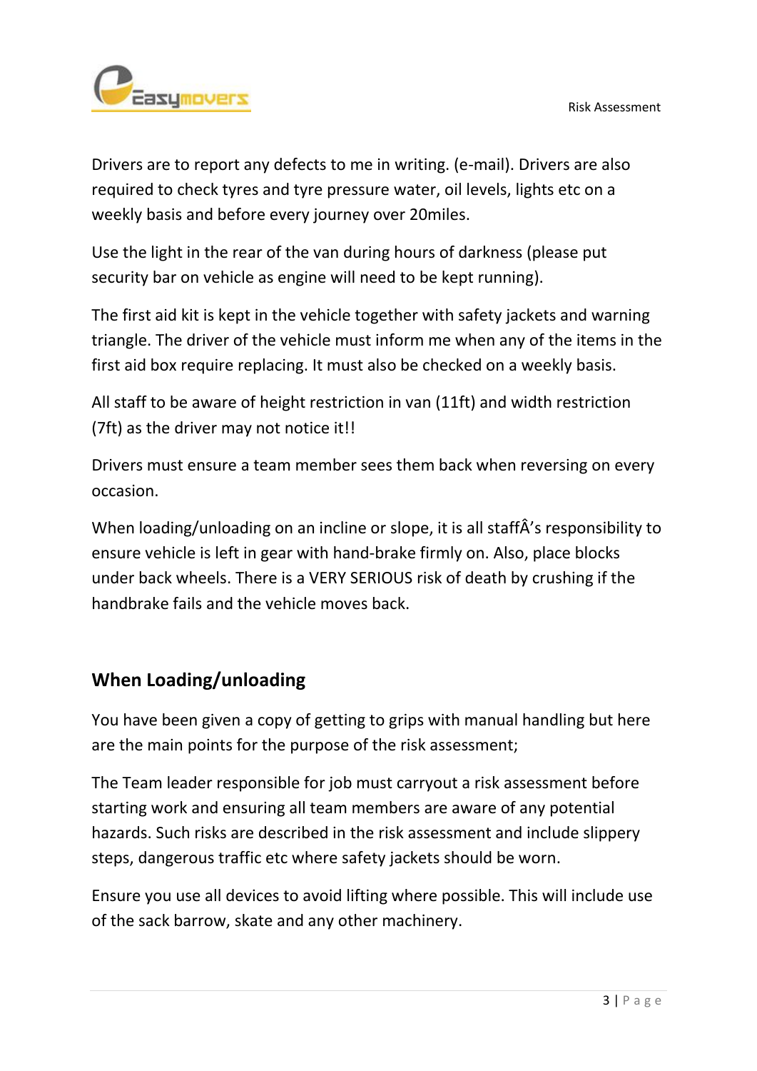Drivers are to report any defects to me in writing. (e-mail). Drivers are also required to check tyres and tyre pressure water, oil levels, lights etc on a weekly basis and before every journey over 20miles.

Use the light in the rear of the van during hours of darkness (please put security bar on vehicle as engine will need to be kept running).

The first aid kit is kept in the vehicle together with safety jackets and warning triangle. The driver of the vehicle must inform me when any of the items in the first aid box require replacing. It must also be checked on a weekly basis.

All staff to be aware of height restriction in van (11ft) and width restriction (7ft) as the driver may not notice it!!

Drivers must ensure a team member sees them back when reversing on every occasion.

When loading/unloading on an incline or slope, it is all staffÂ's responsibility to ensure vehicle is left in gear with hand-brake firmly on. Also, place blocks under back wheels. There is a VERY SERIOUS risk of death by crushing if the handbrake fails and the vehicle moves back.

## When Loading/unloading

You have been given a copy of getting to grips with manual handling but here are the main points for the purpose of the risk assessment;

The Team leader responsible for job must carryout a risk assessment before starting work and ensuring all team members are aware of any potential hazards. Such risks are described in the risk assessment and include slippery steps, dangerous traffic etc where safety jackets should be worn.

Ensure you use all devices to avoid lifting where possible. This will include use of the sack barrow, skate and any other machinery.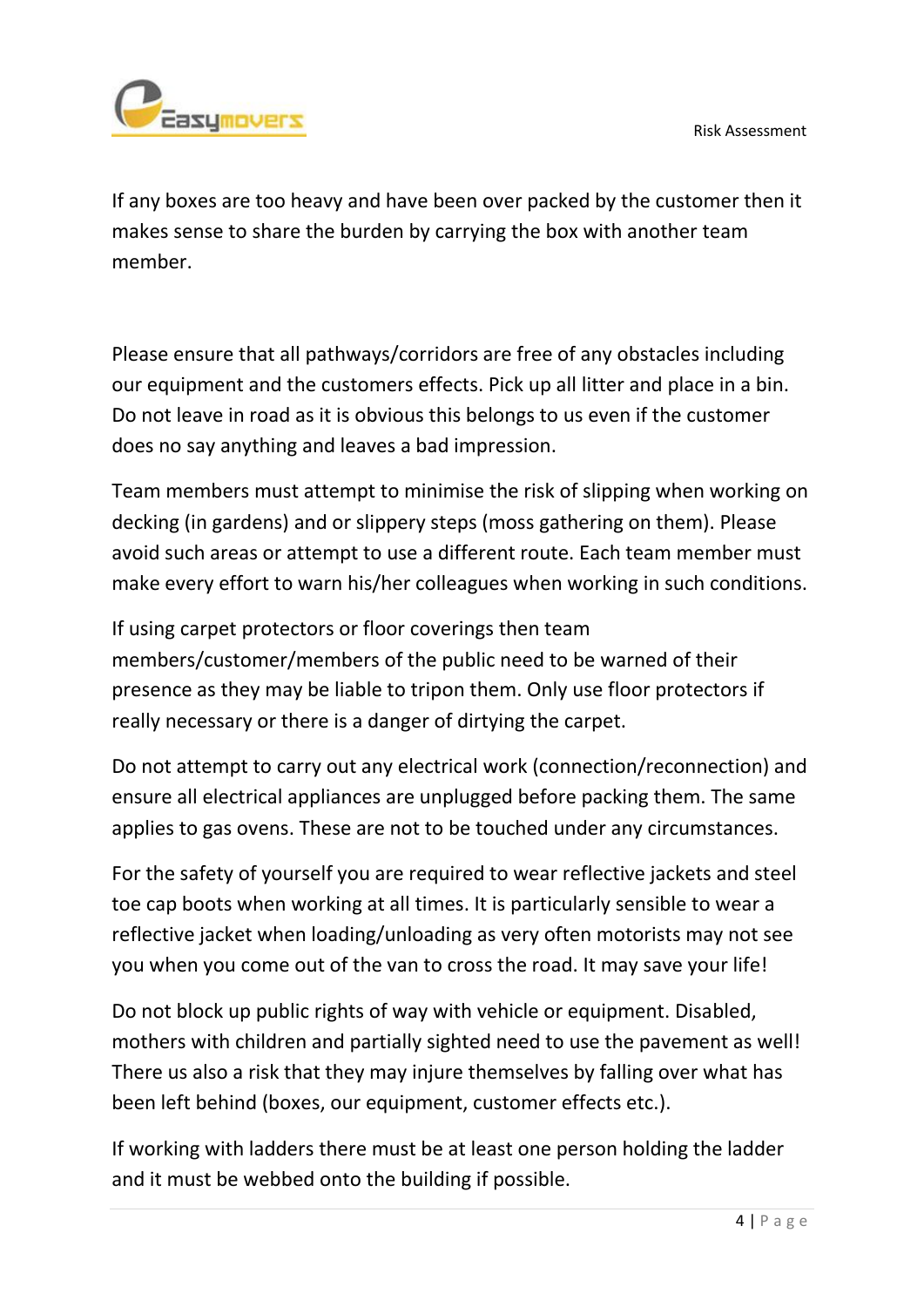If any boxes are too heavy and have been over packed by the customer then it makes sense to share the burden by carrying the box with another team member.

Please ensure that all pathways/corridors are free of any obstacles including our equipment and the customers effects. Pick up all litter and place in a bin. Do not leave in road as it is obvious this belongs to us even if the customer does no say anything and leaves a bad impression.

Team members must attempt to minimise the risk of slipping when working on decking (in gardens) and or slippery steps (moss gathering on them). Please avoid such areas or attempt to use a different route. Each team member must make every effort to warn his/her colleagues when working in such conditions.

If using carpet protectors or floor coverings then team members/customer/members of the public need to be warned of their presence as they may be liable to tripon them. Only use floor protectors if really necessary or there is a danger of dirtying the carpet.

Do not attempt to carry out any electrical work (connection/reconnection) and ensure all electrical appliances are unplugged before packing them. The same applies to gas ovens. These are not to be touched under any circumstances.

For the safety of yourself you are required to wear reflective jackets and steel toe cap boots when working at all times. It is particularly sensible to wear a reflective jacket when loading/unloading as very often motorists may not see you when you come out of the van to cross the road. It may save your life!

Do not block up public rights of way with vehicle or equipment. Disabled, mothers with children and partially sighted need to use the pavement as well! There us also a risk that they may injure themselves by falling over what has been left behind (boxes, our equipment, customer effects etc.).

If working with ladders there must be at least one person holding the ladder and it must be webbed onto the building if possible.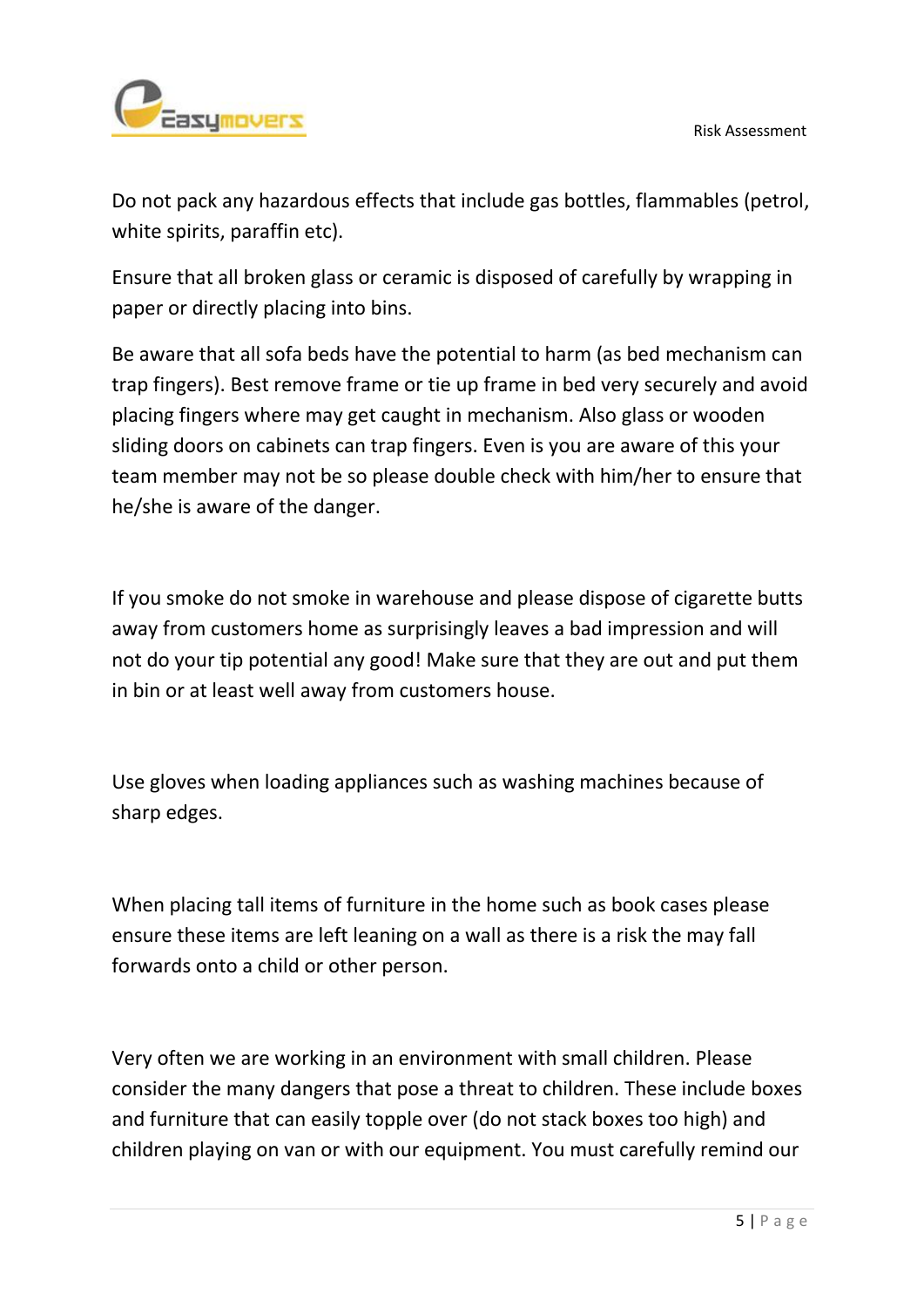Do not pack any hazardous effects that include gas bottles, flammables (petrol, white spirits, paraffin etc).

Ensure that all broken glass or ceramic is disposed of carefully by wrapping in paper or directly placing into bins.

Be aware that all sofa beds have the potential to harm (as bed mechanism can trap fingers). Best remove frame or tie up frame in bed very securely and avoid placing fingers where may get caught in mechanism. Also glass or wooden sliding doors on cabinets can trap fingers. Even is you are aware of this your team member may not be so please double check with him/her to ensure that he/she is aware of the danger.

If you smoke do not smoke in warehouse and please dispose of cigarette butts away from customers home as surprisingly leaves a bad impression and will not do your tip potential any good! Make sure that they are out and put them in bin or at least well away from customers house.

Use gloves when loading appliances such as washing machines because of sharp edges.

When placing tall items of furniture in the home such as book cases please ensure these items are left leaning on a wall as there is a risk the may fall forwards onto a child or other person.

Very often we are working in an environment with small children. Please consider the many dangers that pose a threat to children. These include boxes and furniture that can easily topple over (do not stack boxes too high) and children playing on van or with our equipment. You must carefully remind our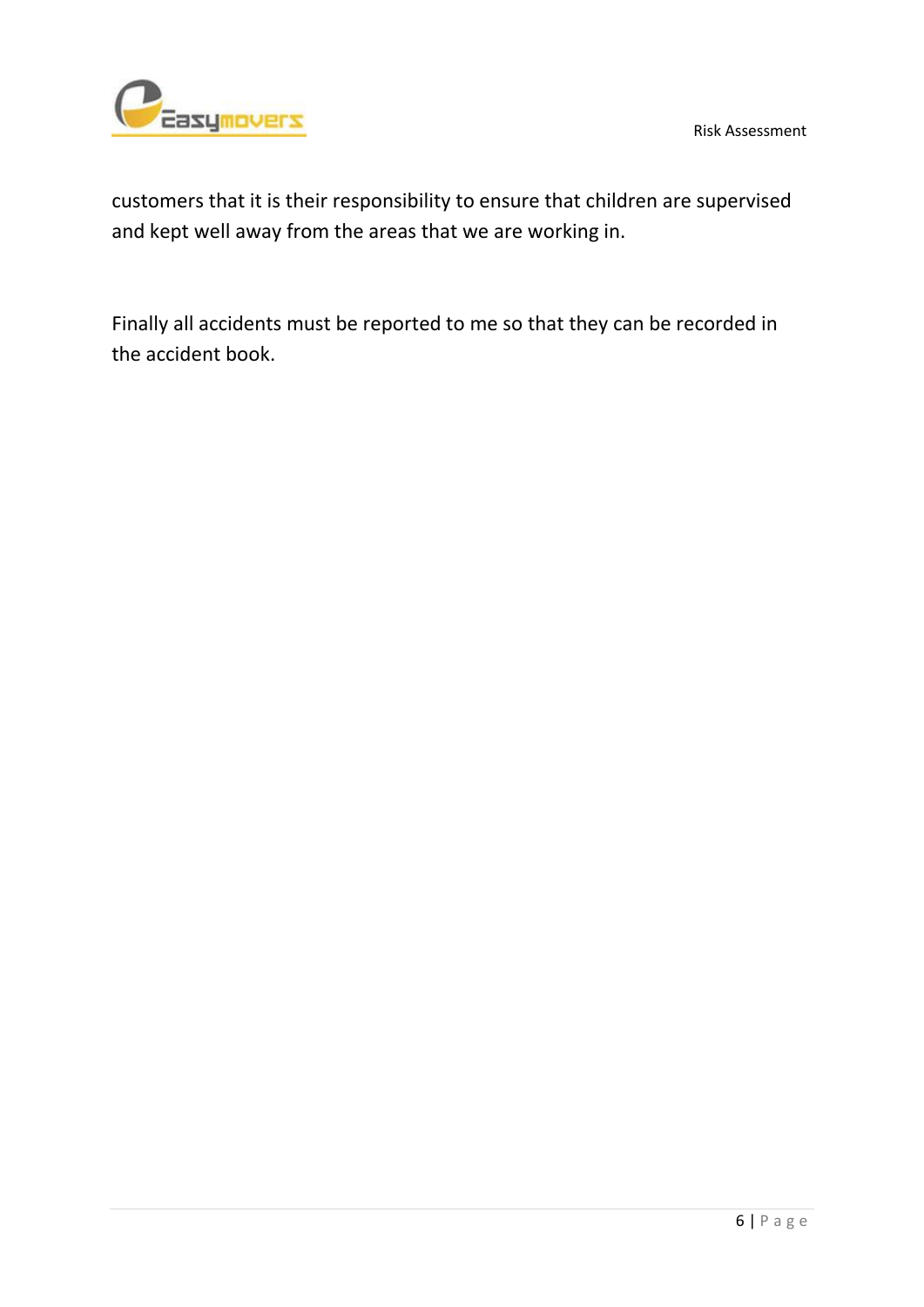customers that it is their responsibility to ensure that children are supervised and kept well away from the areas that we are working in.

Finally all accidents must be reported to me so that they can be recorded in the accident book.